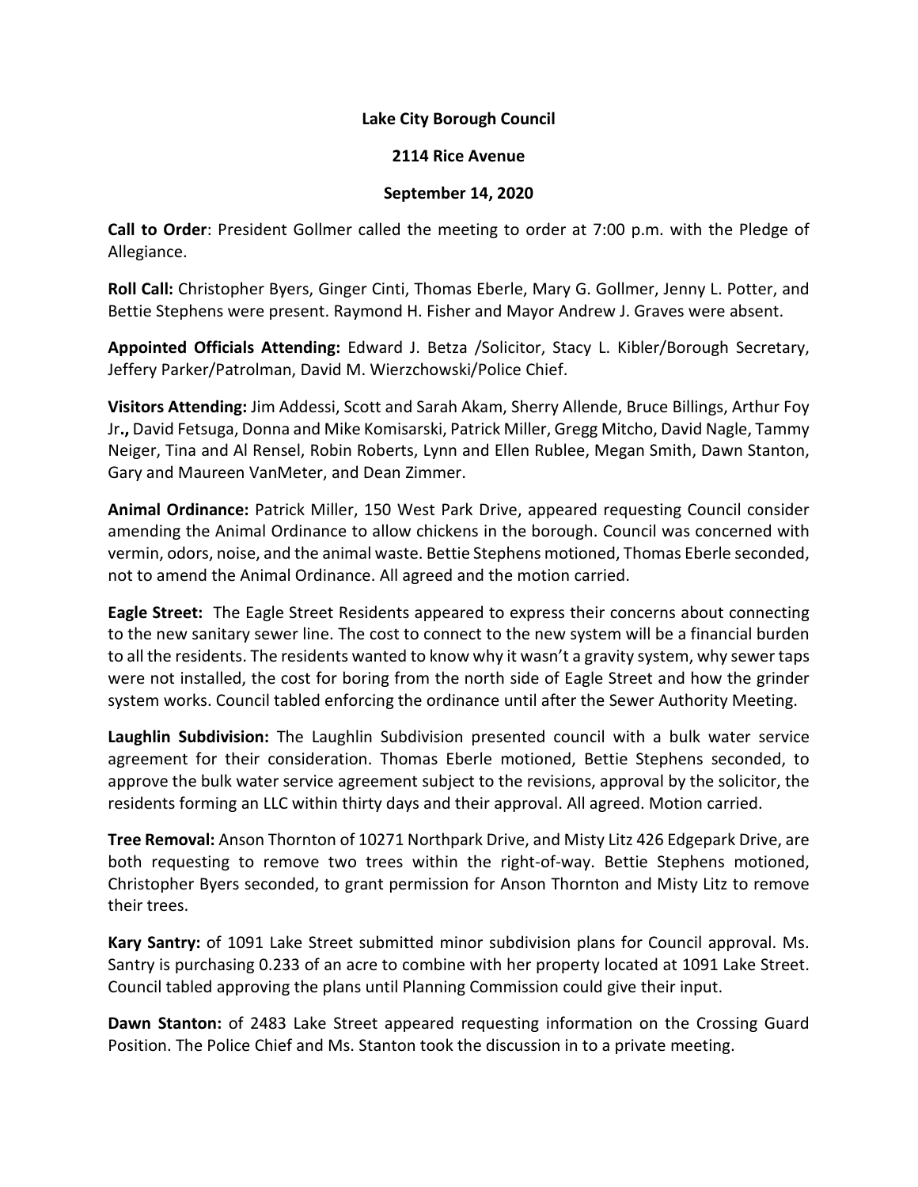**Lake City Borough Council**

**2114 Rice Avenue**

**September 14, 2020**

**Call to Order**: President Gollmer called the meeting to order at 7:00 p.m. with the Pledge of Allegiance.

**Roll Call:** Christopher Byers, Ginger Cinti, Thomas Eberle, Mary G. Gollmer, Jenny L. Potter, and Bettie Stephens were present. Raymond H. Fisher and Mayor Andrew J. Graves were absent.

**Appointed Officials Attending:** Edward J. Betza /Solicitor, Stacy L. Kibler/Borough Secretary, Jeffery Parker/Patrolman, David M. Wierzchowski/Police Chief.

**Visitors Attending:** Jim Addessi, Scott and Sarah Akam, Sherry Allende, Bruce Billings, Arthur Foy Jr**.,** David Fetsuga, Donna and Mike Komisarski, Patrick Miller, Gregg Mitcho, David Nagle, Tammy Neiger, Tina and Al Rensel, Robin Roberts, Lynn and Ellen Rublee, Megan Smith, Dawn Stanton, Gary and Maureen VanMeter, and Dean Zimmer.

**Animal Ordinance:** Patrick Miller, 150 West Park Drive, appeared requesting Council consider amending the Animal Ordinance to allow chickens in the borough. Council was concerned with vermin, odors, noise, and the animal waste. Bettie Stephens motioned, Thomas Eberle seconded, not to amend the Animal Ordinance. All agreed and the motion carried.

**Eagle Street:** The Eagle Street Residents appeared to express their concerns about connecting to the new sanitary sewer line. The cost to connect to the new system will be a financial burden to all the residents. The residents wanted to know why it wasn't a gravity system, why sewer taps were not installed, the cost for boring from the north side of Eagle Street and how the grinder system works. Council tabled enforcing the ordinance until after the Sewer Authority Meeting.

**Laughlin Subdivision:** The Laughlin Subdivision presented council with a bulk water service agreement for their consideration. Thomas Eberle motioned, Bettie Stephens seconded, to approve the bulk water service agreement subject to the revisions, approval by the solicitor, the residents forming an LLC within thirty days and their approval. All agreed. Motion carried.

**Tree Removal:** Anson Thornton of 10271 Northpark Drive, and Misty Litz 426 Edgepark Drive, are both requesting to remove two trees within the right-of-way. Bettie Stephens motioned, Christopher Byers seconded, to grant permission for Anson Thornton and Misty Litz to remove their trees.

**Kary Santry:** of 1091 Lake Street submitted minor subdivision plans for Council approval. Ms. Santry is purchasing 0.233 of an acre to combine with her property located at 1091 Lake Street. Council tabled approving the plans until Planning Commission could give their input.

**Dawn Stanton:** of 2483 Lake Street appeared requesting information on the Crossing Guard Position. The Police Chief and Ms. Stanton took the discussion in to a private meeting.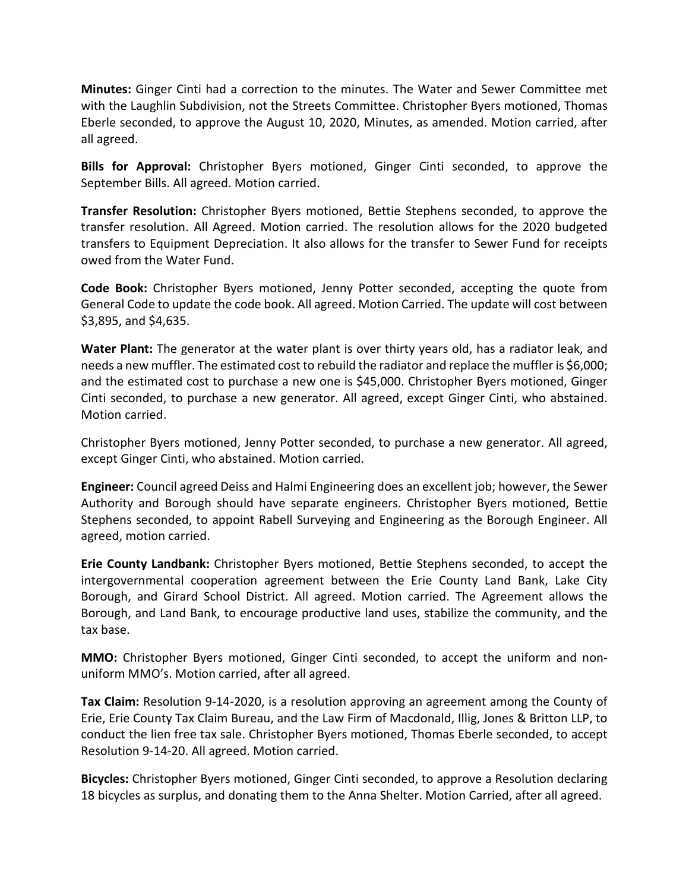**Minutes:** Ginger Cinti had a correction to the minutes. The Water and Sewer Committee met with the Laughlin Subdivision, not the Streets Committee. Christopher Byers motioned, Thomas Eberle seconded, to approve the August 10, 2020, Minutes, as amended. Motion carried, after all agreed.

**Bills for Approval:** Christopher Byers motioned, Ginger Cinti seconded, to approve the September Bills. All agreed. Motion carried.

**Transfer Resolution:** Christopher Byers motioned, Bettie Stephens seconded, to approve the transfer resolution. All Agreed. Motion carried. The resolution allows for the 2020 budgeted transfers to Equipment Depreciation. It also allows for the transfer to Sewer Fund for receipts owed from the Water Fund.

**Code Book:** Christopher Byers motioned, Jenny Potter seconded, accepting the quote from General Code to update the code book. All agreed. Motion Carried. The update will cost between $3,895, and $4,635.

**Water Plant:** The generator at the water plant is over thirty years old, has a radiator leak, and needs a new muffler. The estimated cost to rebuild the radiator and replace the muffler is $6,000; and the estimated cost to purchase a new one is $45,000. Christopher Byers motioned, Ginger Cinti seconded, to purchase a new generator. All agreed, except Ginger Cinti, who abstained. Motion carried.

Christopher Byers motioned, Jenny Potter seconded, to purchase a new generator. All agreed, except Ginger Cinti, who abstained. Motion carried.

**Engineer:** Council agreed Deiss and Halmi Engineering does an excellent job; however, the Sewer Authority and Borough should have separate engineers. Christopher Byers motioned, Bettie Stephens seconded, to appoint Rabell Surveying and Engineering as the Borough Engineer. All agreed, motion carried.

**Erie County Landbank:** Christopher Byers motioned, Bettie Stephens seconded, to accept the intergovernmental cooperation agreement between the Erie County Land Bank, Lake City Borough, and Girard School District. All agreed. Motion carried. The Agreement allows the Borough, and Land Bank, to encourage productive land uses, stabilize the community, and the tax base.

**MMO:** Christopher Byers motioned, Ginger Cinti seconded, to accept the uniform and non-uniform MMO's. Motion carried, after all agreed.

**Tax Claim:** Resolution 9-14-2020, is a resolution approving an agreement among the County of Erie, Erie County Tax Claim Bureau, and the Law Firm of Macdonald, Illig, Jones & Britton LLP, to conduct the lien free tax sale. Christopher Byers motioned, Thomas Eberle seconded, to accept Resolution 9-14-20. All agreed. Motion carried.

**Bicycles:** Christopher Byers motioned, Ginger Cinti seconded, to approve a Resolution declaring 18 bicycles as surplus, and donating them to the Anna Shelter. Motion Carried, after all agreed.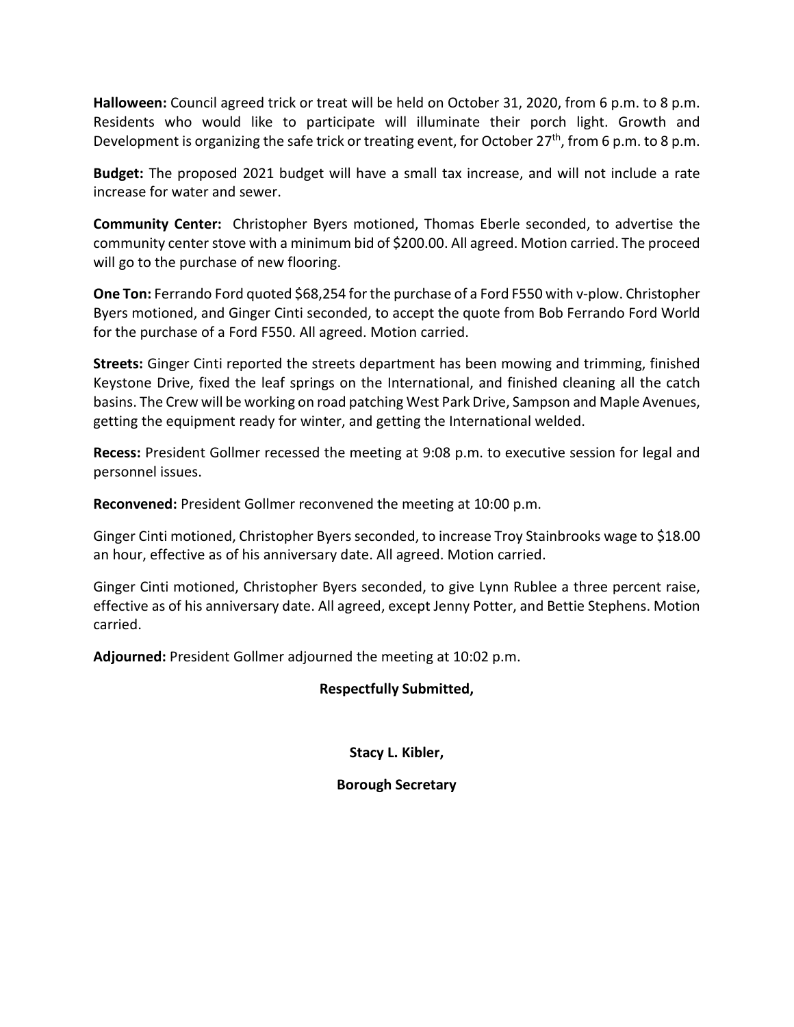**Halloween:** Council agreed trick or treat will be held on October 31, 2020, from 6 p.m. to 8 p.m. Residents who would like to participate will illuminate their porch light. Growth and Development is organizing the safe trick or treating event, for October 27th, from 6 p.m. to 8 p.m.

**Budget:** The proposed 2021 budget will have a small tax increase, and will not include a rate increase for water and sewer.

**Community Center:** Christopher Byers motioned, Thomas Eberle seconded, to advertise the community center stove with a minimum bid of $200.00. All agreed. Motion carried. The proceed will go to the purchase of new flooring.

**One Ton:** Ferrando Ford quoted $68,254 for the purchase of a Ford F550 with v-plow. Christopher Byers motioned, and Ginger Cinti seconded, to accept the quote from Bob Ferrando Ford World for the purchase of a Ford F550. All agreed. Motion carried.

**Streets:** Ginger Cinti reported the streets department has been mowing and trimming, finished Keystone Drive, fixed the leaf springs on the International, and finished cleaning all the catch basins. The Crew will be working on road patching West Park Drive, Sampson and Maple Avenues, getting the equipment ready for winter, and getting the International welded.

**Recess:** President Gollmer recessed the meeting at 9:08 p.m. to executive session for legal and personnel issues.

**Reconvened:** President Gollmer reconvened the meeting at 10:00 p.m.

Ginger Cinti motioned, Christopher Byers seconded, to increase Troy Stainbrooks wage to $18.00 an hour, effective as of his anniversary date. All agreed. Motion carried.

Ginger Cinti motioned, Christopher Byers seconded, to give Lynn Rublee a three percent raise, effective as of his anniversary date. All agreed, except Jenny Potter, and Bettie Stephens. Motion carried.

**Adjourned:** President Gollmer adjourned the meeting at 10:02 p.m.

**Respectfully Submitted,**

**Stacy L. Kibler,**

**Borough Secretary**